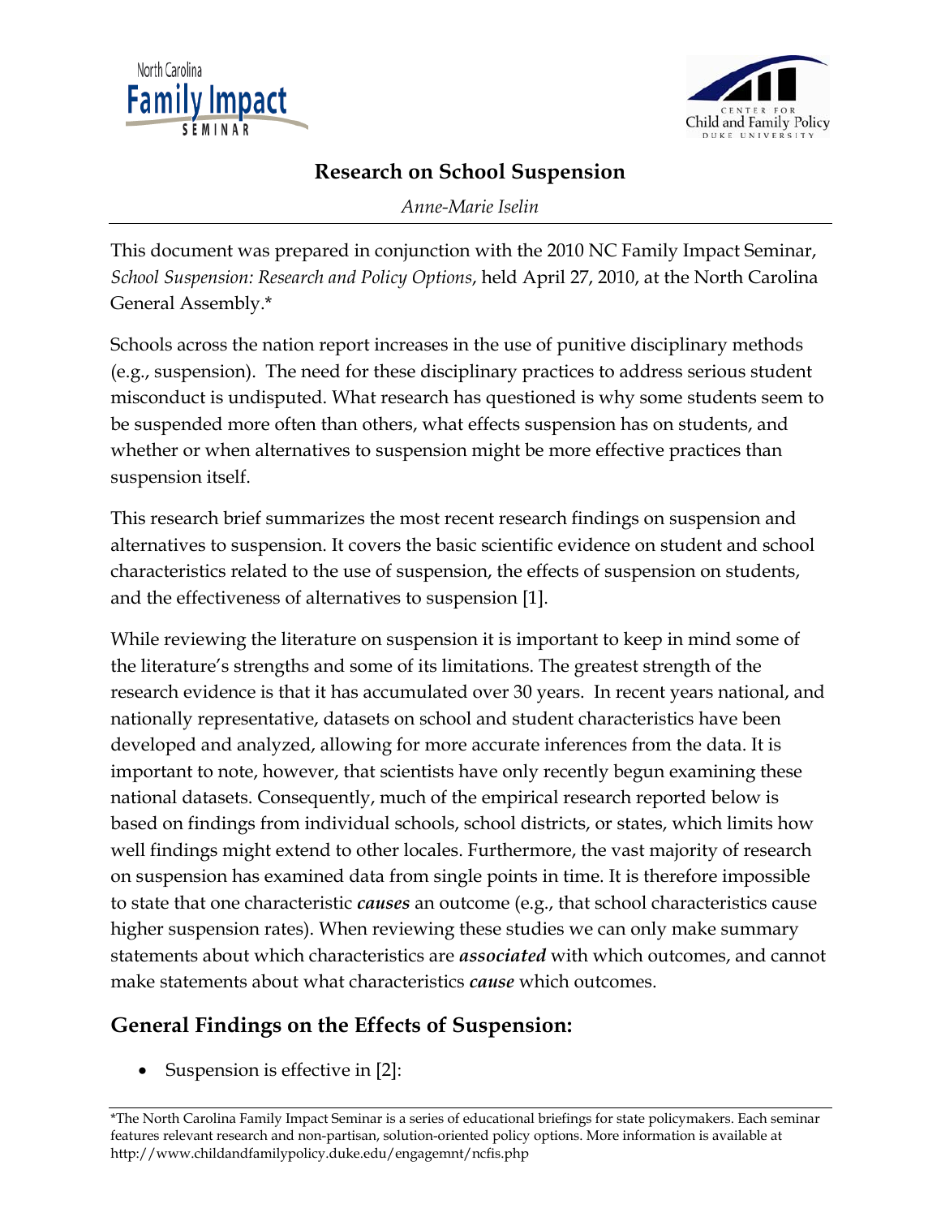# Research on School Suspension

*Anne-Marie Iselin*

This document was prepared in conjunction with the 2010 NC Family Impact Seminar, *School Suspension: Research and Policy Options*, held April 27, 2010, at the North Carolina General Assembly.*

Schools across the nation report increases in the use of punitive disciplinary methods (e.g., suspension). The need for these disciplinary practices to address serious student misconduct is undisputed. What research has questioned is why some students seem to be suspended more often than others, what effects suspension has on students, and whether or when alternatives to suspension might be more effective practices than suspension itself.

This research brief summarizes the most recent research findings on suspension and alternatives to suspension. It covers the basic scientific evidence on student and school characteristics related to the use of suspension, the effects of suspension on students, and the effectiveness of alternatives to suspension [1].

While reviewing the literature on suspension it is important to keep in mind some of the literature's strengths and some of its limitations. The greatest strength of the research evidence is that it has accumulated over 30 years. In recent years national, and nationally representative, datasets on school and student characteristics have been developed and analyzed, allowing for more accurate inferences from the data. It is important to note, however, that scientists have only recently begun examining these national datasets. Consequently, much of the empirical research reported below is based on findings from individual schools, school districts, or states, which limits how well findings might extend to other locales. Furthermore, the vast majority of research on suspension has examined data from single points in time. It is therefore impossible to state that one characteristic ***causes*** an outcome (e.g., that school characteristics cause higher suspension rates). When reviewing these studies we can only make summary statements about which characteristics are ***associated*** with which outcomes, and cannot make statements about what characteristics ***cause*** which outcomes.

## General Findings on the Effects of Suspension:

- Suspension is effective in [2]:

*The North Carolina Family Impact Seminar is a series of educational briefings for state policymakers. Each seminar features relevant research and non-partisan, solution-oriented policy options. More information is available at http://www.childandfamilypolicy.duke.edu/engagemnt/ncfis.php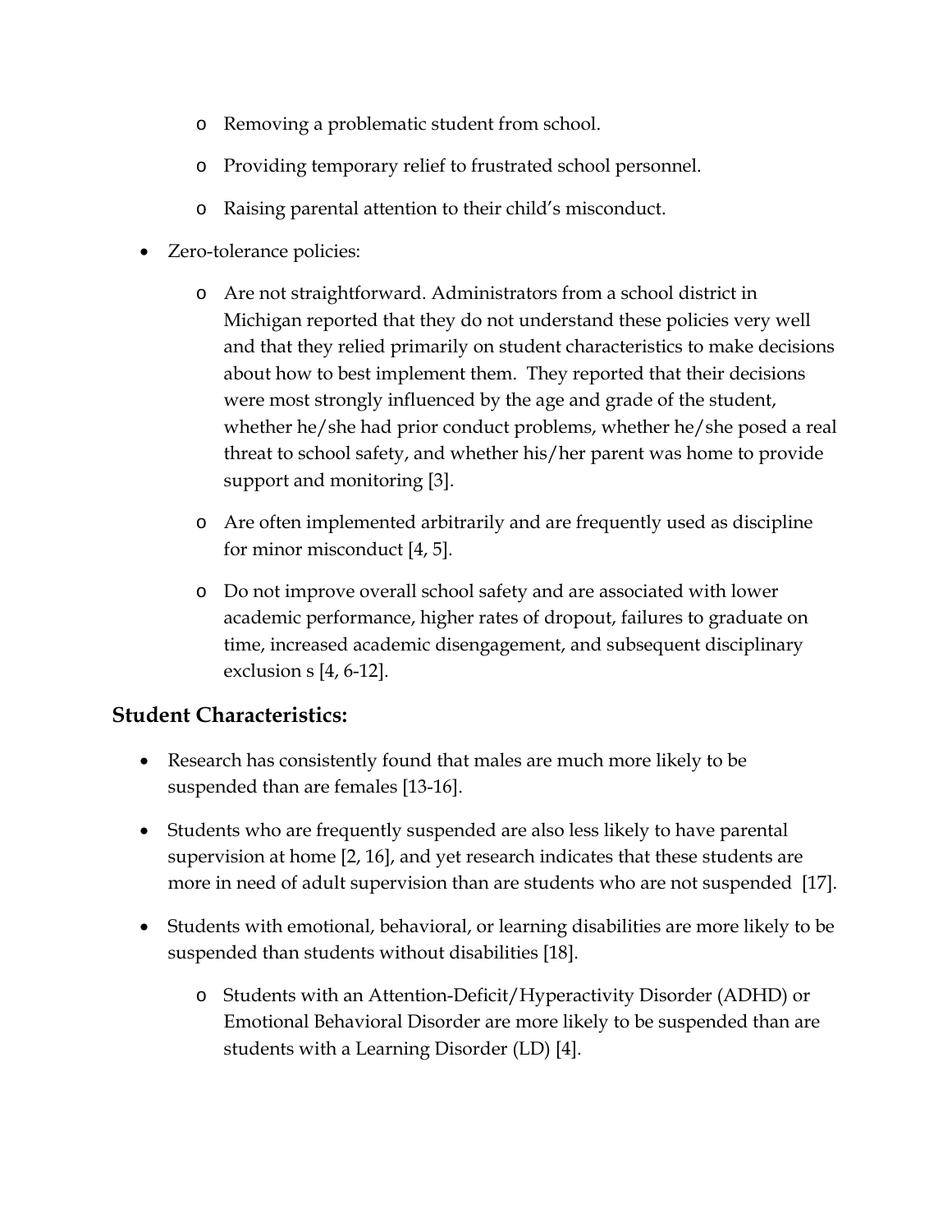- Removing a problematic student from school.
    - Providing temporary relief to frustrated school personnel.
    - Raising parental attention to their child's misconduct.
- Zero-tolerance policies:
    - Are not straightforward. Administrators from a school district in Michigan reported that they do not understand these policies very well and that they relied primarily on student characteristics to make decisions about how to best implement them. They reported that their decisions were most strongly influenced by the age and grade of the student, whether he/she had prior conduct problems, whether he/she posed a real threat to school safety, and whether his/her parent was home to provide support and monitoring [3].
    - Are often implemented arbitrarily and are frequently used as discipline for minor misconduct [4, 5].
    - Do not improve overall school safety and are associated with lower academic performance, higher rates of dropout, failures to graduate on time, increased academic disengagement, and subsequent disciplinary exclusion s [4, 6-12].

## Student Characteristics:

- Research has consistently found that males are much more likely to be suspended than are females [13-16].
- Students who are frequently suspended are also less likely to have parental supervision at home [2, 16], and yet research indicates that these students are more in need of adult supervision than are students who are not suspended [17].
- Students with emotional, behavioral, or learning disabilities are more likely to be suspended than students without disabilities [18].
    - Students with an Attention-Deficit/Hyperactivity Disorder (ADHD) or Emotional Behavioral Disorder are more likely to be suspended than are students with a Learning Disorder (LD) [4].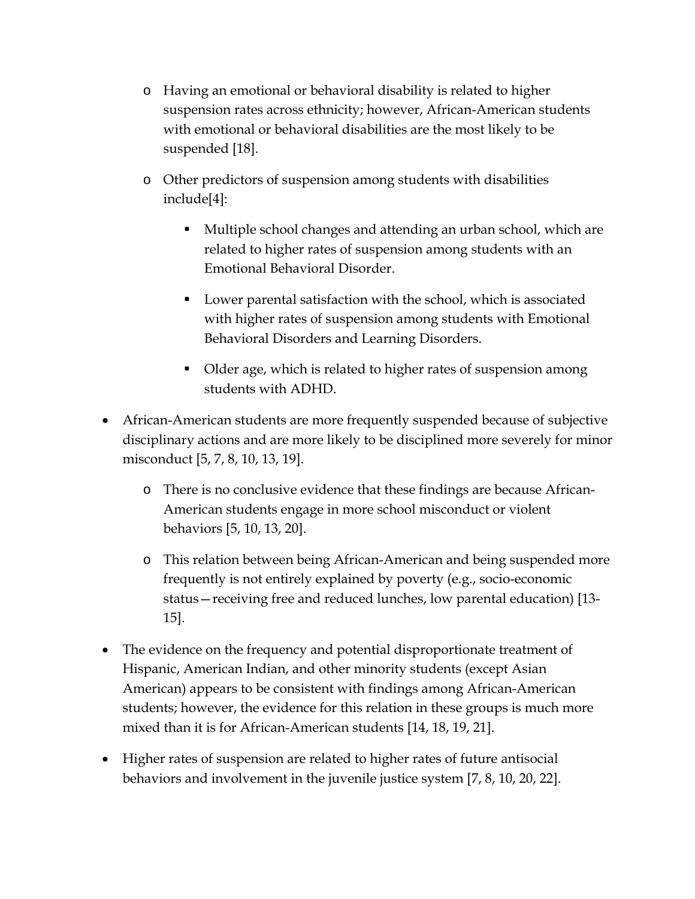- Having an emotional or behavioral disability is related to higher suspension rates across ethnicity; however, African-American students with emotional or behavioral disabilities are the most likely to be suspended [18].
  - Other predictors of suspension among students with disabilities include[4]:
    - Multiple school changes and attending an urban school, which are related to higher rates of suspension among students with an Emotional Behavioral Disorder.
    - Lower parental satisfaction with the school, which is associated with higher rates of suspension among students with Emotional Behavioral Disorders and Learning Disorders.
    - Older age, which is related to higher rates of suspension among students with ADHD.

- African-American students are more frequently suspended because of subjective disciplinary actions and are more likely to be disciplined more severely for minor misconduct [5, 7, 8, 10, 13, 19].
  - There is no conclusive evidence that these findings are because African-American students engage in more school misconduct or violent behaviors [5, 10, 13, 20].
  - This relation between being African-American and being suspended more frequently is not entirely explained by poverty (e.g., socio-economic status—receiving free and reduced lunches, low parental education) [13-15].

- The evidence on the frequency and potential disproportionate treatment of Hispanic, American Indian, and other minority students (except Asian American) appears to be consistent with findings among African-American students; however, the evidence for this relation in these groups is much more mixed than it is for African-American students [14, 18, 19, 21].

- Higher rates of suspension are related to higher rates of future antisocial behaviors and involvement in the juvenile justice system [7, 8, 10, 20, 22].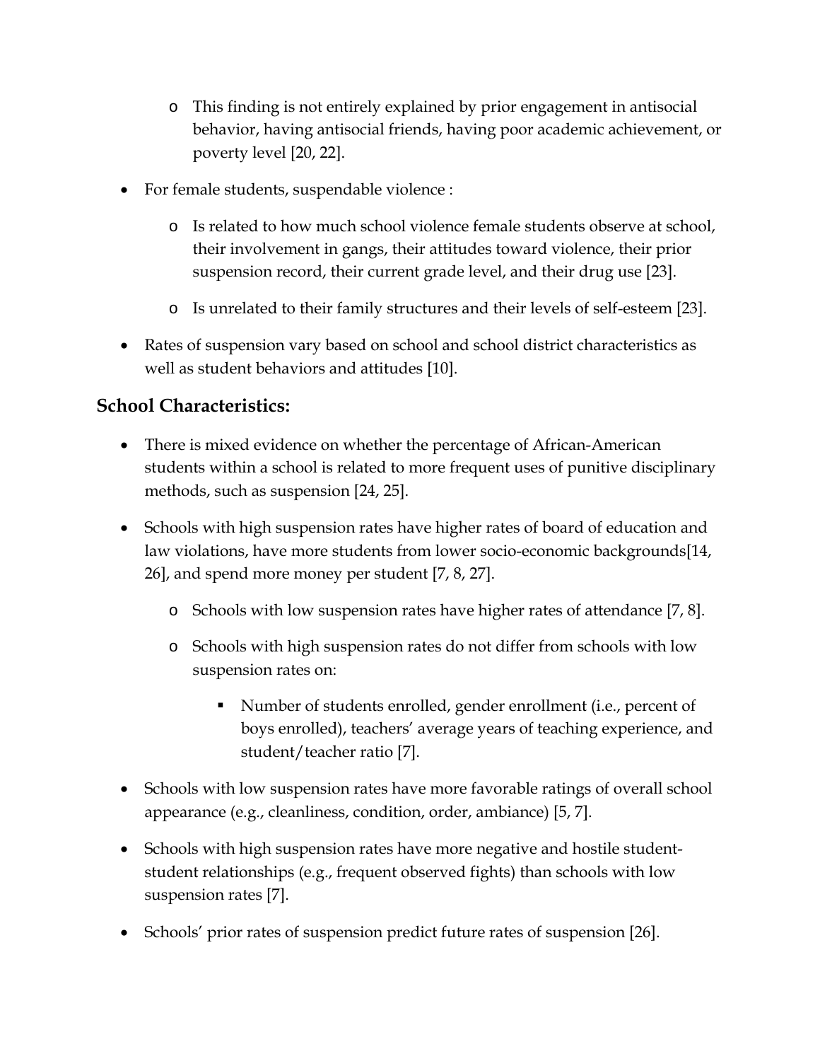- This finding is not entirely explained by prior engagement in antisocial behavior, having antisocial friends, having poor academic achievement, or poverty level [20, 22].

- For female students, suspendable violence :
  - Is related to how much school violence female students observe at school, their involvement in gangs, their attitudes toward violence, their prior suspension record, their current grade level, and their drug use [23].
  - Is unrelated to their family structures and their levels of self-esteem [23].
- Rates of suspension vary based on school and school district characteristics as well as student behaviors and attitudes [10].

## School Characteristics:

- There is mixed evidence on whether the percentage of African-American students within a school is related to more frequent uses of punitive disciplinary methods, such as suspension [24, 25].
- Schools with high suspension rates have higher rates of board of education and law violations, have more students from lower socio-economic backgrounds[14, 26], and spend more money per student [7, 8, 27].
  - Schools with low suspension rates have higher rates of attendance [7, 8].
  - Schools with high suspension rates do not differ from schools with low suspension rates on:
    - Number of students enrolled, gender enrollment (i.e., percent of boys enrolled), teachers' average years of teaching experience, and student/teacher ratio [7].
- Schools with low suspension rates have more favorable ratings of overall school appearance (e.g., cleanliness, condition, order, ambiance) [5, 7].
- Schools with high suspension rates have more negative and hostile student-student relationships (e.g., frequent observed fights) than schools with low suspension rates [7].
- Schools' prior rates of suspension predict future rates of suspension [26].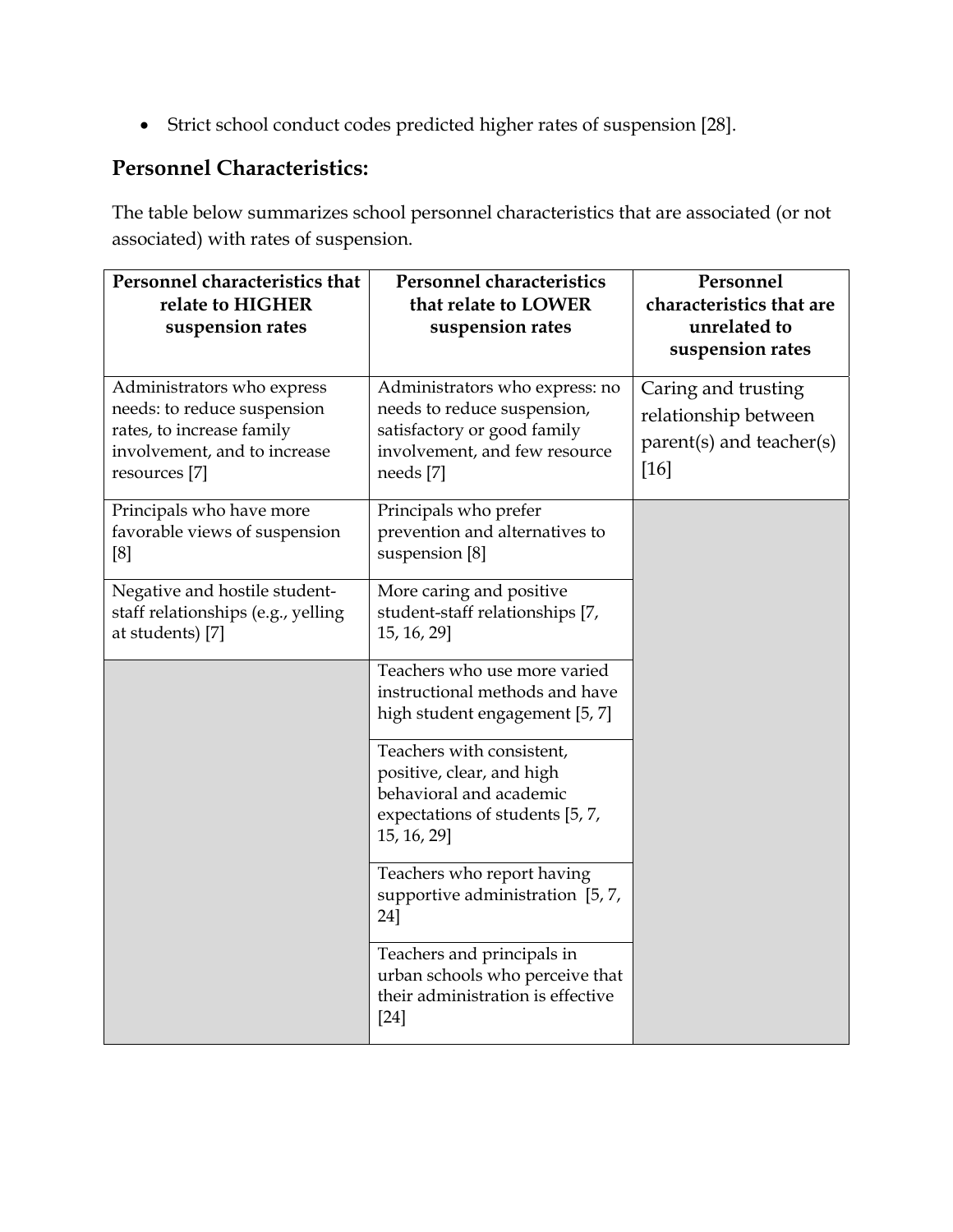- Strict school conduct codes predicted higher rates of suspension [28].

## Personnel Characteristics:

The table below summarizes school personnel characteristics that are associated (or not associated) with rates of suspension.

| Personnel characteristics that relate to HIGHER suspension rates | Personnel characteristics that relate to LOWER suspension rates | Personnel characteristics that are unrelated to suspension rates |
|---|---|---|
| Administrators who express needs: to reduce suspension rates, to increase family involvement, and to increase resources [7] | Administrators who express: no needs to reduce suspension, satisfactory or good family involvement, and few resource needs [7] | Caring and trusting relationship between parent(s) and teacher(s) [16] |
| Principals who have more favorable views of suspension [8] | Principals who prefer prevention and alternatives to suspension [8] | |
| Negative and hostile student-staff relationships (e.g., yelling at students) [7] | More caring and positive student-staff relationships [7, 15, 16, 29] | |
| | Teachers who use more varied instructional methods and have high student engagement [5, 7] | |
| | Teachers with consistent, positive, clear, and high behavioral and academic expectations of students [5, 7, 15, 16, 29] | |
| | Teachers who report having supportive administration [5, 7, 24] | |
| | Teachers and principals in urban schools who perceive that their administration is effective [24] | |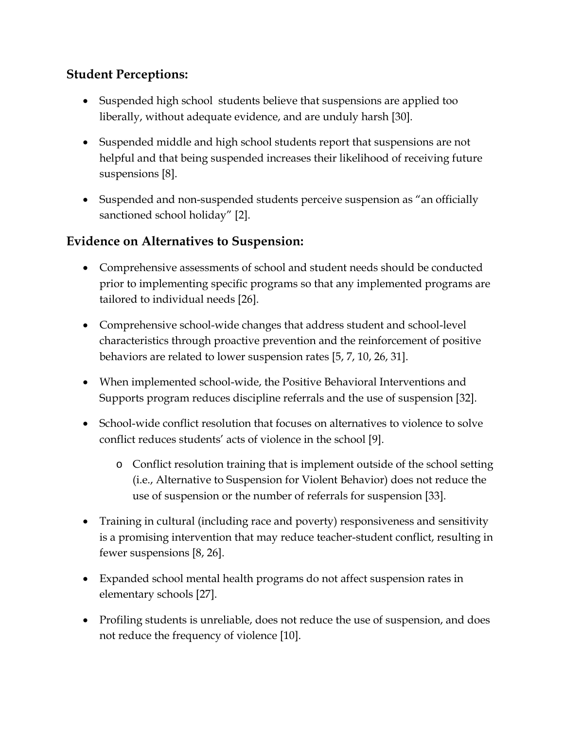### **Student Perceptions:**

- Suspended high school students believe that suspensions are applied too liberally, without adequate evidence, and are unduly harsh [30].
- Suspended middle and high school students report that suspensions are not helpful and that being suspended increases their likelihood of receiving future suspensions [8].
- Suspended and non-suspended students perceive suspension as "an officially sanctioned school holiday" [2].

### **Evidence on Alternatives to Suspension:**

- Comprehensive assessments of school and student needs should be conducted prior to implementing specific programs so that any implemented programs are tailored to individual needs [26].
- Comprehensive school-wide changes that address student and school-level characteristics through proactive prevention and the reinforcement of positive behaviors are related to lower suspension rates [5, 7, 10, 26, 31].
- When implemented school-wide, the Positive Behavioral Interventions and Supports program reduces discipline referrals and the use of suspension [32].
- School-wide conflict resolution that focuses on alternatives to violence to solve conflict reduces students' acts of violence in the school [9].
  - Conflict resolution training that is implement outside of the school setting (i.e., Alternative to Suspension for Violent Behavior) does not reduce the use of suspension or the number of referrals for suspension [33].
- Training in cultural (including race and poverty) responsiveness and sensitivity is a promising intervention that may reduce teacher-student conflict, resulting in fewer suspensions [8, 26].
- Expanded school mental health programs do not affect suspension rates in elementary schools [27].
- Profiling students is unreliable, does not reduce the use of suspension, and does not reduce the frequency of violence [10].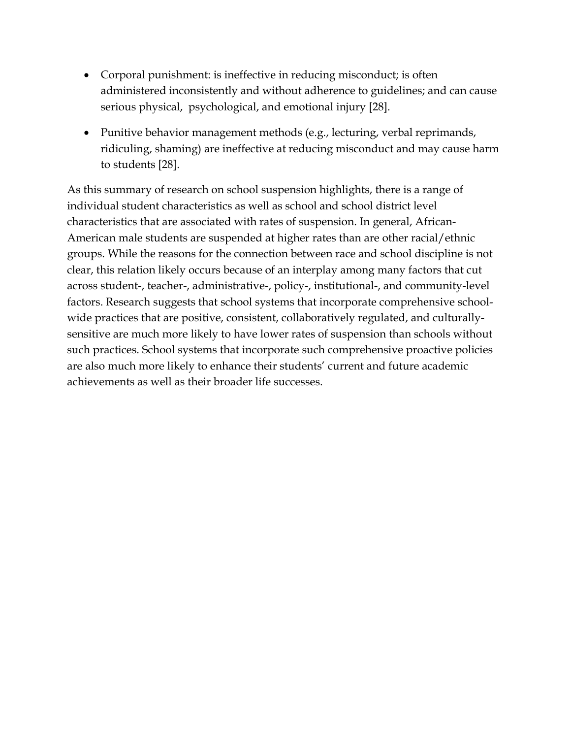- Corporal punishment: is ineffective in reducing misconduct; is often administered inconsistently and without adherence to guidelines; and can cause serious physical, psychological, and emotional injury [28].

- Punitive behavior management methods (e.g., lecturing, verbal reprimands, ridiculing, shaming) are ineffective at reducing misconduct and may cause harm to students [28].

As this summary of research on school suspension highlights, there is a range of individual student characteristics as well as school and school district level characteristics that are associated with rates of suspension. In general, African-American male students are suspended at higher rates than are other racial/ethnic groups. While the reasons for the connection between race and school discipline is not clear, this relation likely occurs because of an interplay among many factors that cut across student-, teacher-, administrative-, policy-, institutional-, and community-level factors. Research suggests that school systems that incorporate comprehensive school-wide practices that are positive, consistent, collaboratively regulated, and culturally-sensitive are much more likely to have lower rates of suspension than schools without such practices. School systems that incorporate such comprehensive proactive policies are also much more likely to enhance their students' current and future academic achievements as well as their broader life successes.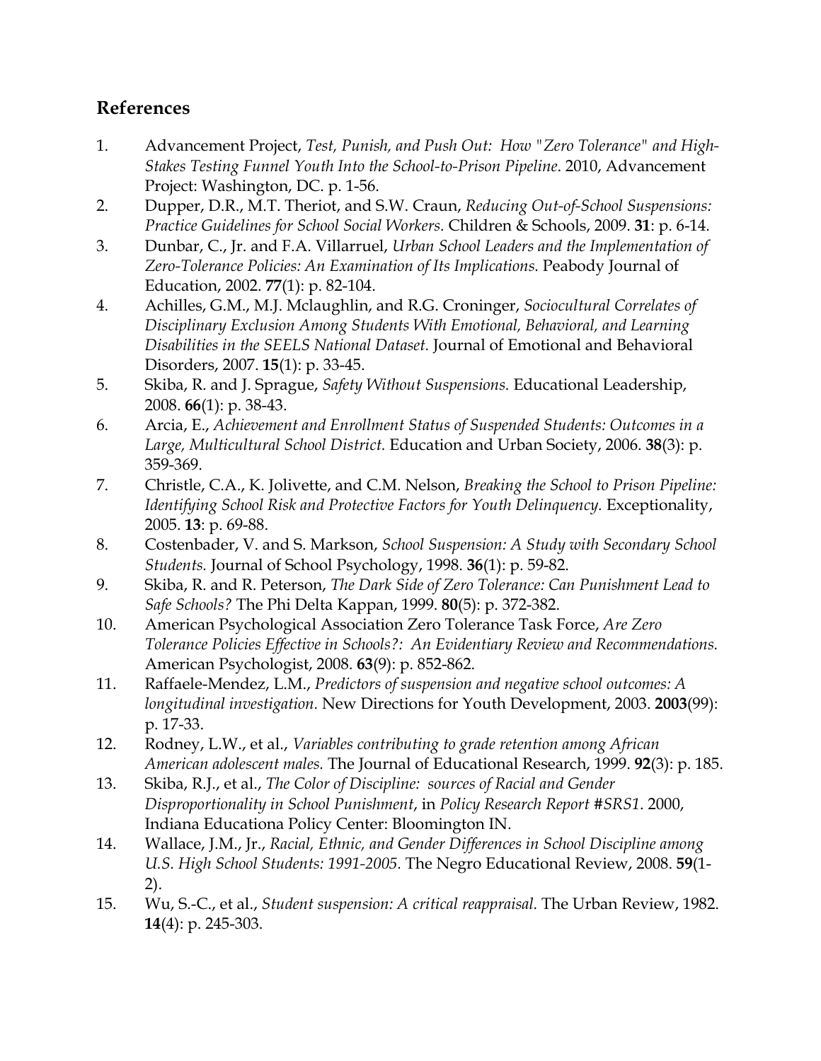## References

1. Advancement Project, *Test, Punish, and Push Out: How "Zero Tolerance" and High-Stakes Testing Funnel Youth Into the School-to-Prison Pipeline*. 2010, Advancement Project: Washington, DC. p. 1-56.
2. Dupper, D.R., M.T. Theriot, and S.W. Craun, *Reducing Out-of-School Suspensions: Practice Guidelines for School Social Workers.* Children & Schools, 2009. **31**: p. 6-14.
3. Dunbar, C., Jr. and F.A. Villarruel, *Urban School Leaders and the Implementation of Zero-Tolerance Policies: An Examination of Its Implications.* Peabody Journal of Education, 2002. **77**(1): p. 82-104.
4. Achilles, G.M., M.J. Mclaughlin, and R.G. Croninger, *Sociocultural Correlates of Disciplinary Exclusion Among Students With Emotional, Behavioral, and Learning Disabilities in the SEELS National Dataset.* Journal of Emotional and Behavioral Disorders, 2007. **15**(1): p. 33-45.
5. Skiba, R. and J. Sprague, *Safety Without Suspensions.* Educational Leadership, 2008. **66**(1): p. 38-43.
6. Arcia, E., *Achievement and Enrollment Status of Suspended Students: Outcomes in a Large, Multicultural School District.* Education and Urban Society, 2006. **38**(3): p. 359-369.
7. Christle, C.A., K. Jolivette, and C.M. Nelson, *Breaking the School to Prison Pipeline: Identifying School Risk and Protective Factors for Youth Delinquency.* Exceptionality, 2005. **13**: p. 69-88.
8. Costenbader, V. and S. Markson, *School Suspension: A Study with Secondary School Students.* Journal of School Psychology, 1998. **36**(1): p. 59-82.
9. Skiba, R. and R. Peterson, *The Dark Side of Zero Tolerance: Can Punishment Lead to Safe Schools?* The Phi Delta Kappan, 1999. **80**(5): p. 372-382.
10. American Psychological Association Zero Tolerance Task Force, *Are Zero Tolerance Policies Effective in Schools?: An Evidentiary Review and Recommendations.* American Psychologist, 2008. **63**(9): p. 852-862.
11. Raffaele-Mendez, L.M., *Predictors of suspension and negative school outcomes: A longitudinal investigation.* New Directions for Youth Development, 2003. **2003**(99): p. 17-33.
12. Rodney, L.W., et al., *Variables contributing to grade retention among African American adolescent males.* The Journal of Educational Research, 1999. **92**(3): p. 185.
13. Skiba, R.J., et al., *The Color of Discipline: sources of Racial and Gender Disproportionality in School Punishment*, in *Policy Research Report #SRS1*. 2000, Indiana Educationa Policy Center: Bloomington IN.
14. Wallace, J.M., Jr., *Racial, Ethnic, and Gender Differences in School Discipline among U.S. High School Students: 1991-2005.* The Negro Educational Review, 2008. **59**(1-2).
15. Wu, S.-C., et al., *Student suspension: A critical reappraisal.* The Urban Review, 1982. **14**(4): p. 245-303.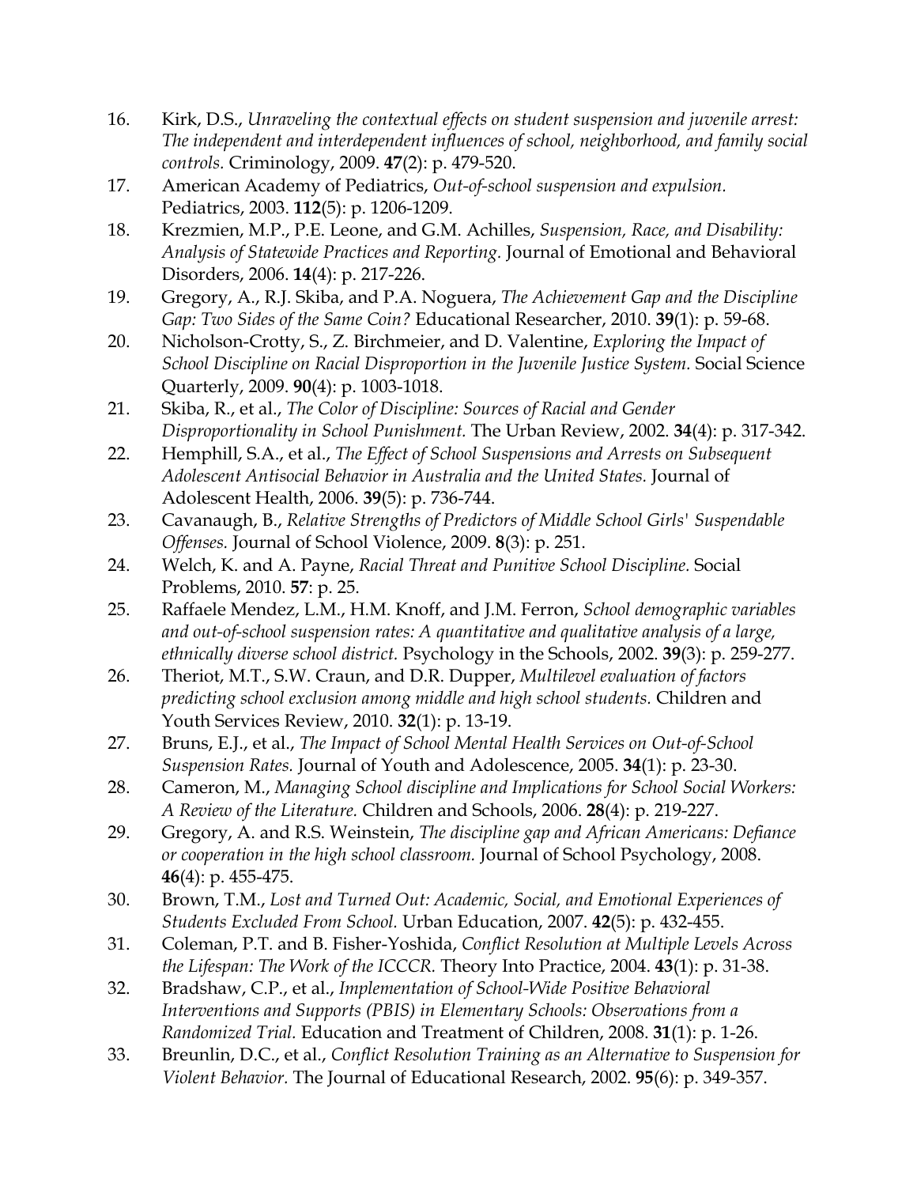16. Kirk, D.S., *Unraveling the contextual effects on student suspension and juvenile arrest: The independent and interdependent influences of school, neighborhood, and family social controls.* Criminology, 2009. **47**(2): p. 479-520.
17. American Academy of Pediatrics, *Out-of-school suspension and expulsion.* Pediatrics, 2003. **112**(5): p. 1206-1209.
18. Krezmien, M.P., P.E. Leone, and G.M. Achilles, *Suspension, Race, and Disability: Analysis of Statewide Practices and Reporting.* Journal of Emotional and Behavioral Disorders, 2006. **14**(4): p. 217-226.
19. Gregory, A., R.J. Skiba, and P.A. Noguera, *The Achievement Gap and the Discipline Gap: Two Sides of the Same Coin?* Educational Researcher, 2010. **39**(1): p. 59-68.
20. Nicholson-Crotty, S., Z. Birchmeier, and D. Valentine, *Exploring the Impact of School Discipline on Racial Disproportion in the Juvenile Justice System.* Social Science Quarterly, 2009. **90**(4): p. 1003-1018.
21. Skiba, R., et al., *The Color of Discipline: Sources of Racial and Gender Disproportionality in School Punishment.* The Urban Review, 2002. **34**(4): p. 317-342.
22. Hemphill, S.A., et al., *The Effect of School Suspensions and Arrests on Subsequent Adolescent Antisocial Behavior in Australia and the United States.* Journal of Adolescent Health, 2006. **39**(5): p. 736-744.
23. Cavanaugh, B., *Relative Strengths of Predictors of Middle School Girls' Suspendable Offenses.* Journal of School Violence, 2009. **8**(3): p. 251.
24. Welch, K. and A. Payne, *Racial Threat and Punitive School Discipline.* Social Problems, 2010. **57**: p. 25.
25. Raffaele Mendez, L.M., H.M. Knoff, and J.M. Ferron, *School demographic variables and out-of-school suspension rates: A quantitative and qualitative analysis of a large, ethnically diverse school district.* Psychology in the Schools, 2002. **39**(3): p. 259-277.
26. Theriot, M.T., S.W. Craun, and D.R. Dupper, *Multilevel evaluation of factors predicting school exclusion among middle and high school students.* Children and Youth Services Review, 2010. **32**(1): p. 13-19.
27. Bruns, E.J., et al., *The Impact of School Mental Health Services on Out-of-School Suspension Rates.* Journal of Youth and Adolescence, 2005. **34**(1): p. 23-30.
28. Cameron, M., *Managing School discipline and Implications for School Social Workers: A Review of the Literature.* Children and Schools, 2006. **28**(4): p. 219-227.
29. Gregory, A. and R.S. Weinstein, *The discipline gap and African Americans: Defiance or cooperation in the high school classroom.* Journal of School Psychology, 2008. **46**(4): p. 455-475.
30. Brown, T.M., *Lost and Turned Out: Academic, Social, and Emotional Experiences of Students Excluded From School.* Urban Education, 2007. **42**(5): p. 432-455.
31. Coleman, P.T. and B. Fisher-Yoshida, *Conflict Resolution at Multiple Levels Across the Lifespan: The Work of the ICCCR.* Theory Into Practice, 2004. **43**(1): p. 31-38.
32. Bradshaw, C.P., et al., *Implementation of School-Wide Positive Behavioral Interventions and Supports (PBIS) in Elementary Schools: Observations from a Randomized Trial.* Education and Treatment of Children, 2008. **31**(1): p. 1-26.
33. Breunlin, D.C., et al., *Conflict Resolution Training as an Alternative to Suspension for Violent Behavior.* The Journal of Educational Research, 2002. **95**(6): p. 349-357.